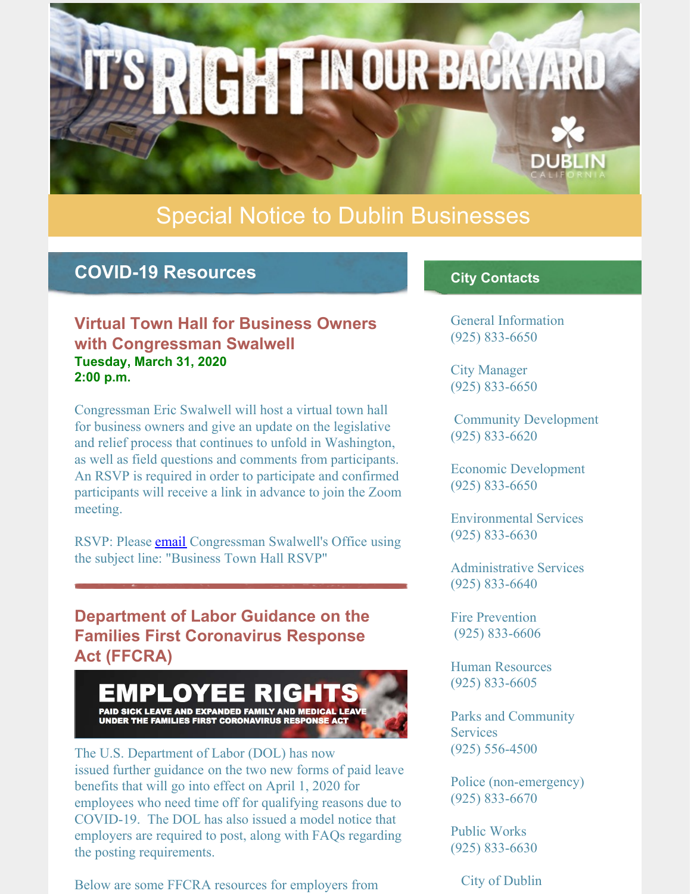# Special Notice to Dublin Businesses

## COVID-19 Resources

### Virtual Town Hall for Business Owners with Congressman Swalwell

**Tuesday, March 31, 2020**
**2:00 p.m.**

Congressman Eric Swalwell will host a virtual town hall for business owners and give an update on the legislative and relief process that continues to unfold in Washington, as well as field questions and comments from participants. An RSVP is required in order to participate and confirmed participants will receive a link in advance to join the Zoom meeting.

RSVP: Please email Congressman Swalwell's Office using the subject line: "Business Town Hall RSVP"

### Department of Labor Guidance on the Families First Coronavirus Response Act (FFCRA)

The U.S. Department of Labor (DOL) has now issued further guidance on the two new forms of paid leave benefits that will go into effect on April 1, 2020 for employees who need time off for qualifying reasons due to COVID-19. The DOL has also issued a model notice that employers are required to post, along with FAQs regarding the posting requirements.

Below are some FFCRA resources for employers from

## City Contacts

General Information
(925) 833-6650

City Manager
(925) 833-6650

Community Development
(925) 833-6620

Economic Development
(925) 833-6650

Environmental Services
(925) 833-6630

Administrative Services
(925) 833-6640

Fire Prevention
(925) 833-6606

Human Resources
(925) 833-6605

Parks and Community Services
(925) 556-4500

Police (non-emergency)
(925) 833-6670

Public Works
(925) 833-6630

City of Dublin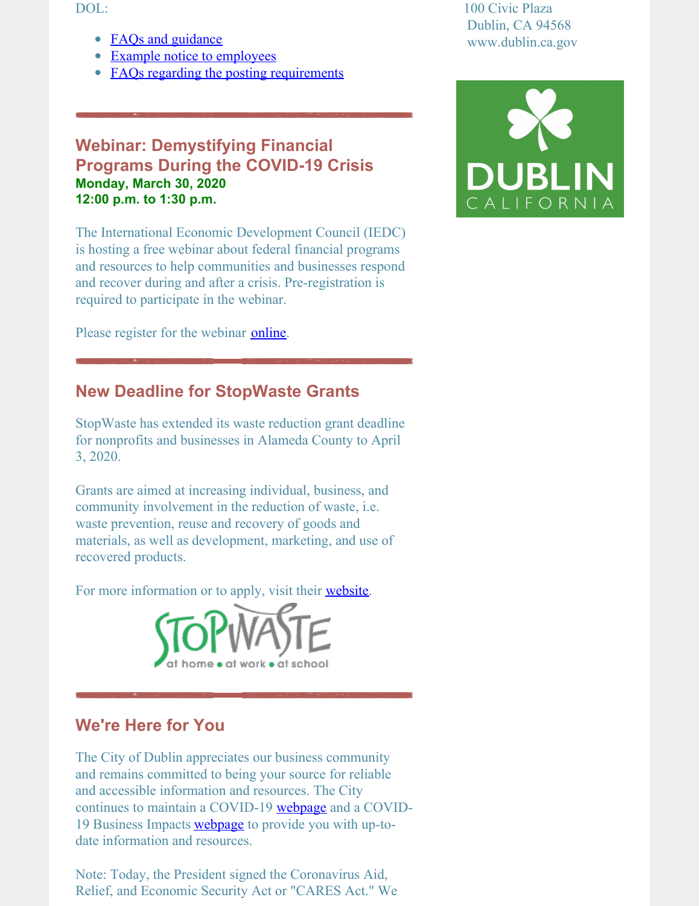DOL:

- FAQs and guidance
- Example notice to employees
- FAQs regarding the posting requirements

## Webinar: Demystifying Financial Programs During the COVID-19 Crisis

**Monday, March 30, 2020**
**12:00 p.m. to 1:30 p.m.**

The International Economic Development Council (IEDC) is hosting a free webinar about federal financial programs and resources to help communities and businesses respond and recover during and after a crisis. Pre-registration is required to participate in the webinar.

Please register for the webinar online.

## New Deadline for StopWaste Grants

StopWaste has extended its waste reduction grant deadline for nonprofits and businesses in Alameda County to April 3, 2020.

Grants are aimed at increasing individual, business, and community involvement in the reduction of waste, i.e. waste prevention, reuse and recovery of goods and materials, as well as development, marketing, and use of recovered products.

For more information or to apply, visit their website.

## We're Here for You

The City of Dublin appreciates our business community and remains committed to being your source for reliable and accessible information and resources. The City continues to maintain a COVID-19 webpage and a COVID-19 Business Impacts webpage to provide you with up-to-date information and resources.

Note: Today, the President signed the Coronavirus Aid, Relief, and Economic Security Act or "CARES Act." We

100 Civic Plaza
Dublin, CA 94568
www.dublin.ca.gov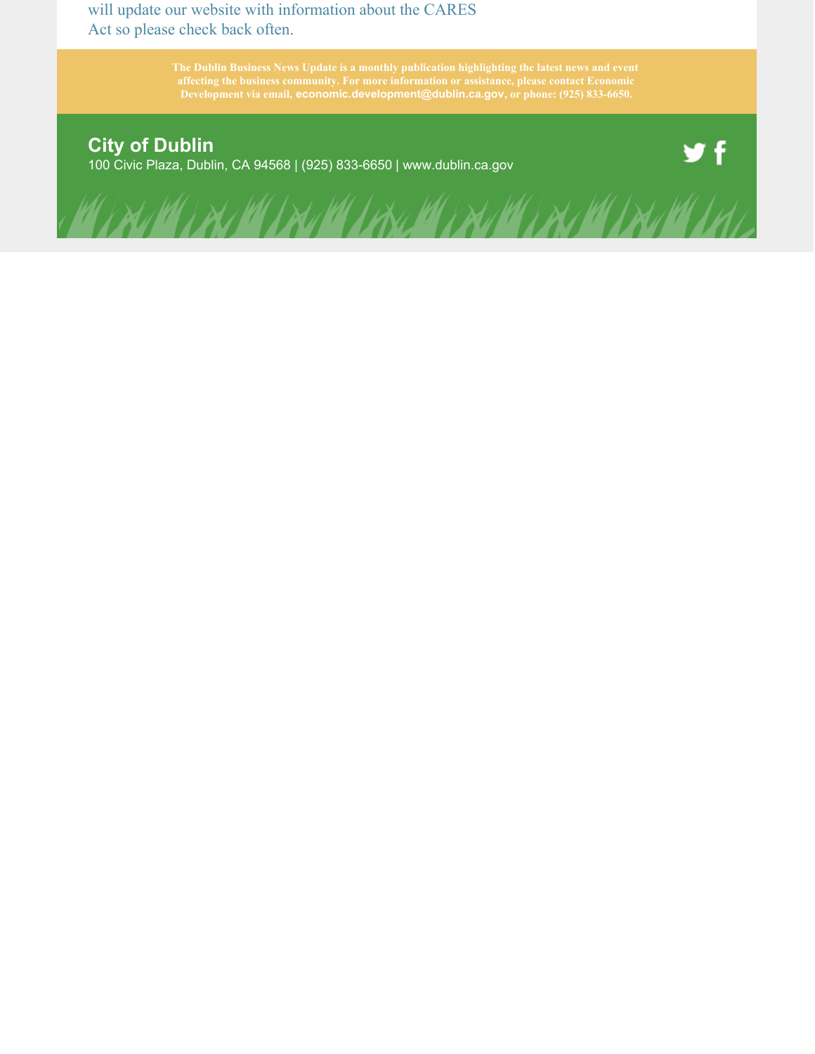will update our website with information about the CARES Act so please check back often.

**The Dublin Business News Update is a monthly publication highlighting the latest news and event affecting the business community. For more information or assistance, please contact Economic Development via email, economic.development@dublin.ca.gov, or phone: (925) 833-6650.**

**City of Dublin**

100 Civic Plaza, Dublin, CA 94568 | (925) 833-6650 | www.dublin.ca.gov